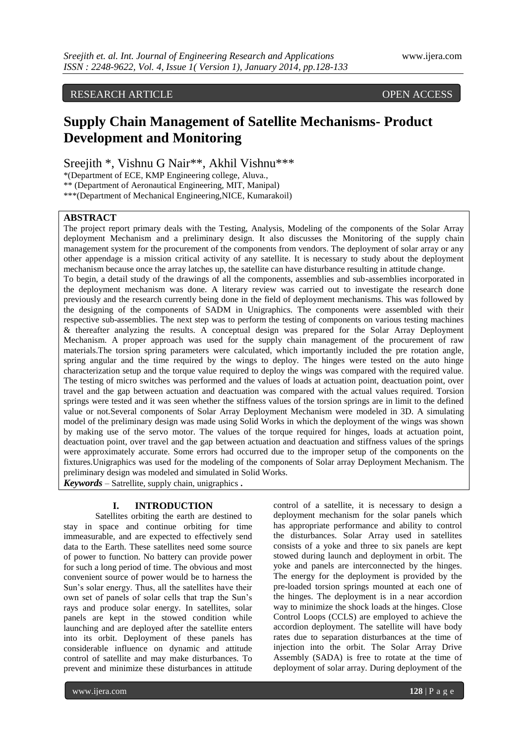RESEARCH ARTICLE OPEN ACCESS

# Supply Chain Management of Satellite Mechanisms- Product Development and Monitoring

Sreejith *, Vishnu G Nair**, Akhil Vishnu***

*(Department of ECE, KMP Engineering college, Aluva.,
** (Department of Aeronautical Engineering, MIT, Manipal)
***(Department of Mechanical Engineering,NICE, Kumarakoil)

## ABSTRACT

The project report primary deals with the Testing, Analysis, Modeling of the components of the Solar Array deployment Mechanism and a preliminary design. It also discusses the Monitoring of the supply chain management system for the procurement of the components from vendors. The deployment of solar array or any other appendage is a mission critical activity of any satellite. It is necessary to study about the deployment mechanism because once the array latches up, the satellite can have disturbance resulting in attitude change.

To begin, a detail study of the drawings of all the components, assemblies and sub-assemblies incorporated in the deployment mechanism was done. A literary review was carried out to investigate the research done previously and the research currently being done in the field of deployment mechanisms. This was followed by the designing of the components of SADM in Unigraphics. The components were assembled with their respective sub-assemblies. The next step was to perform the testing of components on various testing machines & thereafter analyzing the results. A conceptual design was prepared for the Solar Array Deployment Mechanism. A proper approach was used for the supply chain management of the procurement of raw materials.The torsion spring parameters were calculated, which importantly included the pre rotation angle, spring angular and the time required by the wings to deploy. The hinges were tested on the auto hinge characterization setup and the torque value required to deploy the wings was compared with the required value. The testing of micro switches was performed and the values of loads at actuation point, deactuation point, over travel and the gap between actuation and deactuation was compared with the actual values required. Torsion springs were tested and it was seen whether the stiffness values of the torsion springs are in limit to the defined value or not.Several components of Solar Array Deployment Mechanism were modeled in 3D. A simulating model of the preliminary design was made using Solid Works in which the deployment of the wings was shown by making use of the servo motor. The values of the torque required for hinges, loads at actuation point, deactuation point, over travel and the gap between actuation and deactuation and stiffness values of the springs were approximately accurate. Some errors had occurred due to the improper setup of the components on the fixtures.Unigraphics was used for the modeling of the components of Solar array Deployment Mechanism. The preliminary design was modeled and simulated in Solid Works.

***Keywords*** – Satrellite, supply chain, unigraphics **.**

## I. INTRODUCTION

Satellites orbiting the earth are destined to stay in space and continue orbiting for time immeasurable, and are expected to effectively send data to the Earth. These satellites need some source of power to function. No battery can provide power for such a long period of time. The obvious and most convenient source of power would be to harness the Sun's solar energy. Thus, all the satellites have their own set of panels of solar cells that trap the Sun's rays and produce solar energy. In satellites, solar panels are kept in the stowed condition while launching and are deployed after the satellite enters into its orbit. Deployment of these panels has considerable influence on dynamic and attitude control of satellite and may make disturbances. To prevent and minimize these disturbances in attitude control of a satellite, it is necessary to design a deployment mechanism for the solar panels which has appropriate performance and ability to control the disturbances. Solar Array used in satellites consists of a yoke and three to six panels are kept stowed during launch and deployment in orbit. The yoke and panels are interconnected by the hinges. The energy for the deployment is provided by the pre-loaded torsion springs mounted at each one of the hinges. The deployment is in a near accordion way to minimize the shock loads at the hinges. Close Control Loops (CCLS) are employed to achieve the accordion deployment. The satellite will have body rates due to separation disturbances at the time of injection into the orbit. The Solar Array Drive Assembly (SADA) is free to rotate at the time of deployment of solar array. During deployment of the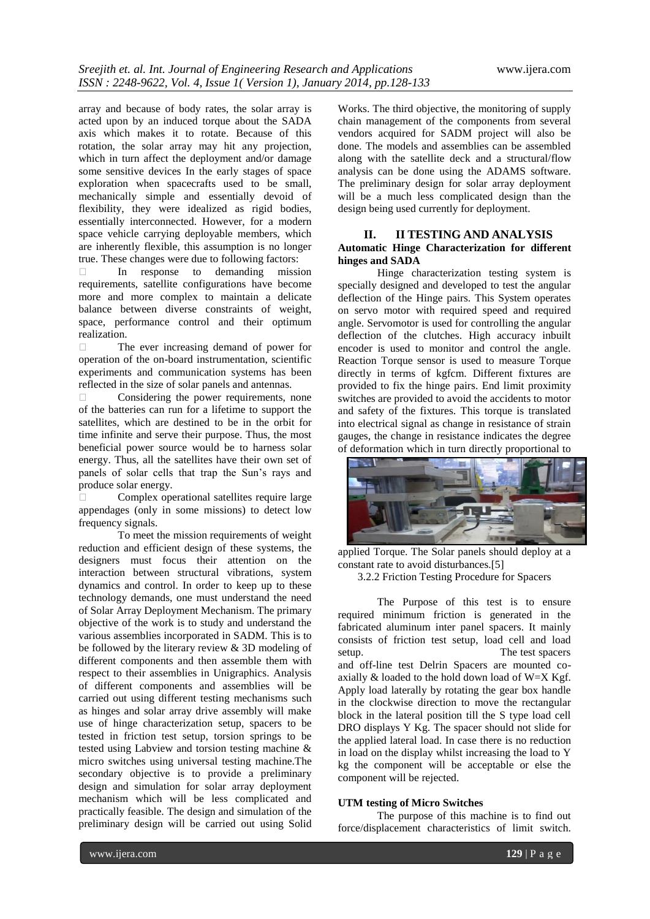array and because of body rates, the solar array is acted upon by an induced torque about the SADA axis which makes it to rotate. Because of this rotation, the solar array may hit any projection, which in turn affect the deployment and/or damage some sensitive devices In the early stages of space exploration when spacecrafts used to be small, mechanically simple and essentially devoid of flexibility, they were idealized as rigid bodies, essentially interconnected. However, for a modern space vehicle carrying deployable members, which are inherently flexible, this assumption is no longer true. These changes were due to following factors:

- In response to demanding mission requirements, satellite configurations have become more and more complex to maintain a delicate balance between diverse constraints of weight, space, performance control and their optimum realization.
- The ever increasing demand of power for operation of the on-board instrumentation, scientific experiments and communication systems has been reflected in the size of solar panels and antennas.
- Considering the power requirements, none of the batteries can run for a lifetime to support the satellites, which are destined to be in the orbit for time infinite and serve their purpose. Thus, the most beneficial power source would be to harness solar energy. Thus, all the satellites have their own set of panels of solar cells that trap the Sun's rays and produce solar energy.
- Complex operational satellites require large appendages (only in some missions) to detect low frequency signals.

To meet the mission requirements of weight reduction and efficient design of these systems, the designers must focus their attention on the interaction between structural vibrations, system dynamics and control. In order to keep up to these technology demands, one must understand the need of Solar Array Deployment Mechanism. The primary objective of the work is to study and understand the various assemblies incorporated in SADM. This is to be followed by the literary review & 3D modeling of different components and then assemble them with respect to their assemblies in Unigraphics. Analysis of different components and assemblies will be carried out using different testing mechanisms such as hinges and solar array drive assembly will make use of hinge characterization setup, spacers to be tested in friction test setup, torsion springs to be tested using Labview and torsion testing machine & micro switches using universal testing machine.The secondary objective is to provide a preliminary design and simulation for solar array deployment mechanism which will be less complicated and practically feasible. The design and simulation of the preliminary design will be carried out using Solid Works. The third objective, the monitoring of supply chain management of the components from several vendors acquired for SADM project will also be done. The models and assemblies can be assembled along with the satellite deck and a structural/flow analysis can be done using the ADAMS software. The preliminary design for solar array deployment will be a much less complicated design than the design being used currently for deployment.

## II. II TESTING AND ANALYSIS

### Automatic Hinge Characterization for different hinges and SADA

Hinge characterization testing system is specially designed and developed to test the angular deflection of the Hinge pairs. This System operates on servo motor with required speed and required angle. Servomotor is used for controlling the angular deflection of the clutches. High accuracy inbuilt encoder is used to monitor and control the angle. Reaction Torque sensor is used to measure Torque directly in terms of kgfcm. Different fixtures are provided to fix the hinge pairs. End limit proximity switches are provided to avoid the accidents to motor and safety of the fixtures. This torque is translated into electrical signal as change in resistance of strain gauges, the change in resistance indicates the degree of deformation which in turn directly proportional to applied Torque. The Solar panels should deploy at a constant rate to avoid disturbances.[5]

3.2.2 Friction Testing Procedure for Spacers

The Purpose of this test is to ensure required minimum friction is generated in the fabricated aluminum inter panel spacers. It mainly consists of friction test setup, load cell and load setup. The test spacers and off-line test Delrin Spacers are mounted co-axially & loaded to the hold down load of W=X Kgf. Apply load laterally by rotating the gear box handle in the clockwise direction to move the rectangular block in the lateral position till the S type load cell DRO displays Y Kg. The spacer should not slide for the applied lateral load. In case there is no reduction in load on the display whilst increasing the load to Y kg the component will be acceptable or else the component will be rejected.

### UTM testing of Micro Switches

The purpose of this machine is to find out force/displacement characteristics of limit switch.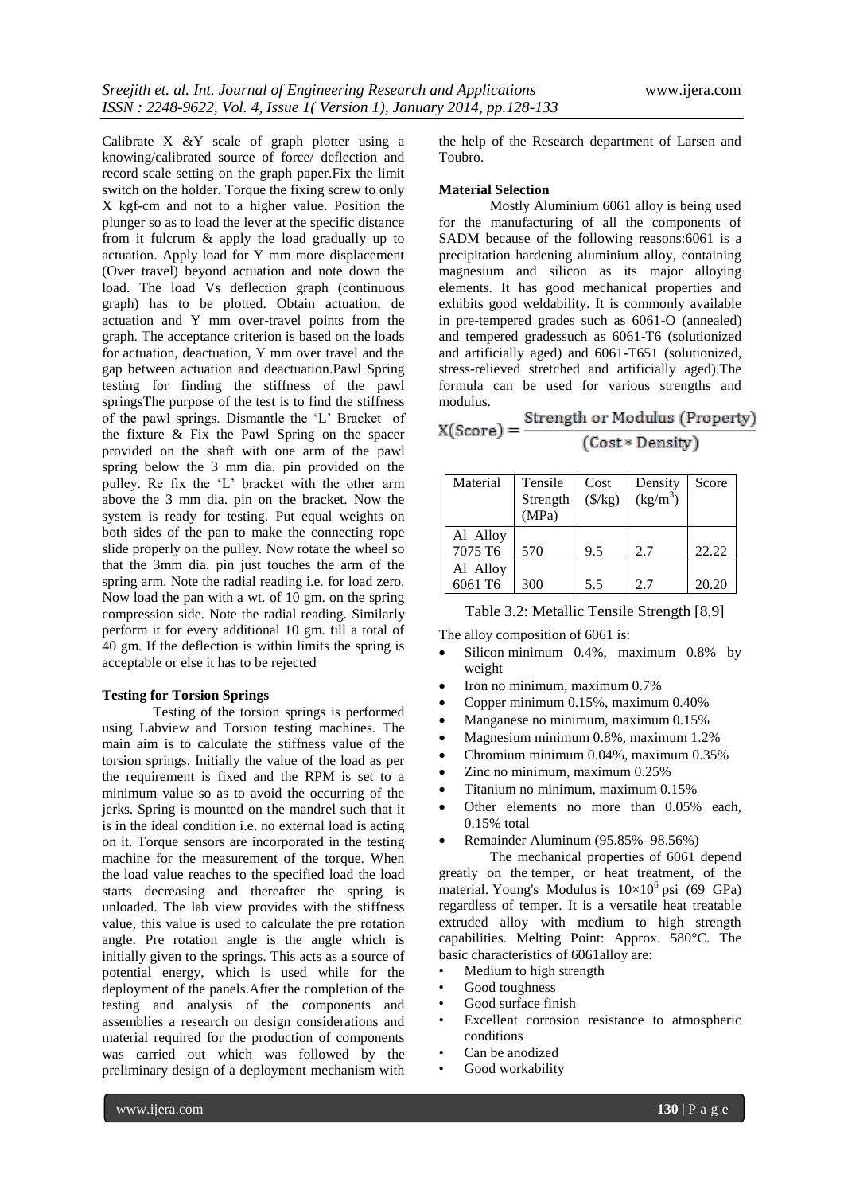Calibrate X &Y scale of graph plotter using a knowing/calibrated source of force/ deflection and record scale setting on the graph paper.Fix the limit switch on the holder. Torque the fixing screw to only X kgf-cm and not to a higher value. Position the plunger so as to load the lever at the specific distance from it fulcrum & apply the load gradually up to actuation. Apply load for Y mm more displacement (Over travel) beyond actuation and note down the load. The load Vs deflection graph (continuous graph) has to be plotted. Obtain actuation, de actuation and Y mm over-travel points from the graph. The acceptance criterion is based on the loads for actuation, deactuation, Y mm over travel and the gap between actuation and deactuation.Pawl Spring testing for finding the stiffness of the pawl springsThe purpose of the test is to find the stiffness of the pawl springs. Dismantle the 'L' Bracket of the fixture & Fix the Pawl Spring on the spacer provided on the shaft with one arm of the pawl spring below the 3 mm dia. pin provided on the pulley. Re fix the 'L' bracket with the other arm above the 3 mm dia. pin on the bracket. Now the system is ready for testing. Put equal weights on both sides of the pan to make the connecting rope slide properly on the pulley. Now rotate the wheel so that the 3mm dia. pin just touches the arm of the spring arm. Note the radial reading i.e. for load zero. Now load the pan with a wt. of 10 gm. on the spring compression side. Note the radial reading. Similarly perform it for every additional 10 gm. till a total of 40 gm. If the deflection is within limits the spring is acceptable or else it has to be rejected

**Testing for Torsion Springs**

Testing of the torsion springs is performed using Labview and Torsion testing machines. The main aim is to calculate the stiffness value of the torsion springs. Initially the value of the load as per the requirement is fixed and the RPM is set to a minimum value so as to avoid the occurring of the jerks. Spring is mounted on the mandrel such that it is in the ideal condition i.e. no external load is acting on it. Torque sensors are incorporated in the testing machine for the measurement of the torque. When the load value reaches to the specified load the load starts decreasing and thereafter the spring is unloaded. The lab view provides with the stiffness value, this value is used to calculate the pre rotation angle. Pre rotation angle is the angle which is initially given to the springs. This acts as a source of potential energy, which is used while for the deployment of the panels.After the completion of the testing and analysis of the components and assemblies a research on design considerations and material required for the production of components was carried out which was followed by the preliminary design of a deployment mechanism with the help of the Research department of Larsen and Toubro.

**Material Selection**

Mostly Aluminium 6061 alloy is being used for the manufacturing of all the components of SADM because of the following reasons:6061 is a precipitation hardening aluminium alloy, containing magnesium and silicon as its major alloying elements. It has good mechanical properties and exhibits good weldability. It is commonly available in pre-tempered grades such as 6061-O (annealed) and tempered gradessuch as 6061-T6 (solutionized and artificially aged) and 6061-T651 (solutionized, stress-relieved stretched and artificially aged).The formula can be used for various strengths and modulus.

$$X(\text{Score}) = \frac{\text{Strength or Modulus (Property)}}{(\text{Cost} * \text{Density})}$$

| Material | Tensile Strength (MPa) | Cost (\$/kg) | Density (kg/m$^3$) | Score |
|---|---|---|---|---|
| Al Alloy 7075 T6 | 570 | 9.5 | 2.7 | 22.22 |
| Al Alloy 6061 T6 | 300 | 5.5 | 2.7 | 20.20 |

Table 3.2: Metallic Tensile Strength [8,9]

The alloy composition of 6061 is:

- Silicon minimum 0.4%, maximum 0.8% by weight
- Iron no minimum, maximum 0.7%
- Copper minimum 0.15%, maximum 0.40%
- Manganese no minimum, maximum 0.15%
- Magnesium minimum 0.8%, maximum 1.2%
- Chromium minimum 0.04%, maximum 0.35%
- Zinc no minimum, maximum 0.25%
- Titanium no minimum, maximum 0.15%
- Other elements no more than 0.05% each, 0.15% total
- Remainder Aluminum (95.85%–98.56%)

The mechanical properties of 6061 depend greatly on the temper, or heat treatment, of the material. Young's Modulus is $10{\times}10^6$ psi (69 GPa) regardless of temper. It is a versatile heat treatable extruded alloy with medium to high strength capabilities. Melting Point: Approx. 580°C. The basic characteristics of 6061alloy are:

- Medium to high strength
- Good toughness
- Good surface finish
- Excellent corrosion resistance to atmospheric conditions
- Can be anodized
- Good workability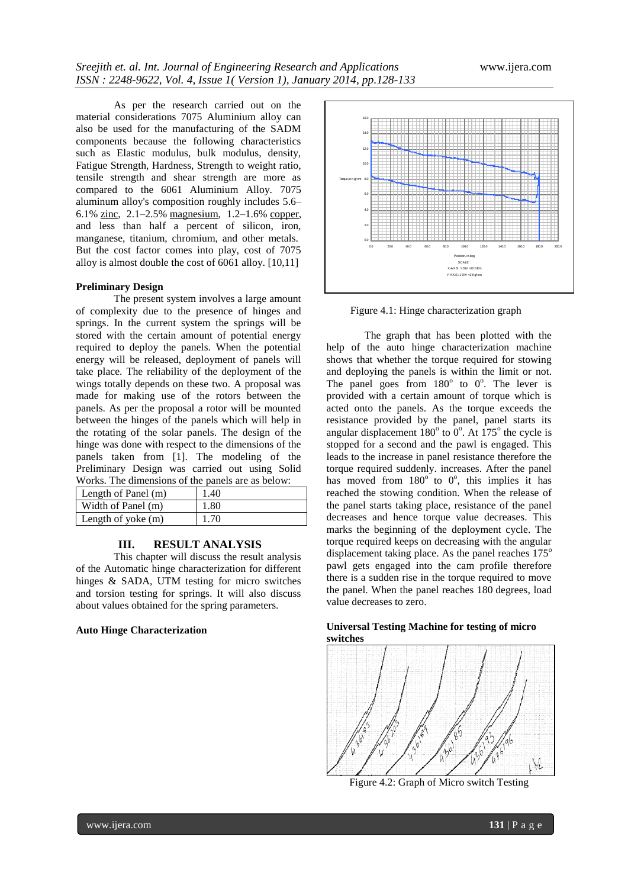As per the research carried out on the material considerations 7075 Aluminium alloy can also be used for the manufacturing of the SADM components because the following characteristics such as Elastic modulus, bulk modulus, density, Fatigue Strength, Hardness, Strength to weight ratio, tensile strength and shear strength are more as compared to the 6061 Aluminium Alloy. 7075 aluminum alloy's composition roughly includes 5.6–6.1% zinc, 2.1–2.5% magnesium, 1.2–1.6% copper, and less than half a percent of silicon, iron, manganese, titanium, chromium, and other metals. But the cost factor comes into play, cost of 7075 alloy is almost double the cost of 6061 alloy. [10,11]

**Preliminary Design**

The present system involves a large amount of complexity due to the presence of hinges and springs. In the current system the springs will be stored with the certain amount of potential energy required to deploy the panels. When the potential energy will be released, deployment of panels will take place. The reliability of the deployment of the wings totally depends on these two. A proposal was made for making use of the rotors between the panels. As per the proposal a rotor will be mounted between the hinges of the panels which will help in the rotating of the solar panels. The design of the hinge was done with respect to the dimensions of the panels taken from [1]. The modeling of the Preliminary Design was carried out using Solid Works. The dimensions of the panels are as below:

| Length of Panel (m) | 1.40 |
|---|---|
| Width of Panel (m) | 1.80 |
| Length of yoke (m) | 1.70 |

## III. RESULT ANALYSIS

This chapter will discuss the result analysis of the Automatic hinge characterization for different hinges & SADA, UTM testing for micro switches and torsion testing for springs. It will also discuss about values obtained for the spring parameters.

**Auto Hinge Characterization**

Figure 4.1: Hinge characterization graph

The graph that has been plotted with the help of the auto hinge characterization machine shows that whether the torque required for stowing and deploying the panels is within the limit or not. The panel goes from $180^o$ to $0^o$. The lever is provided with a certain amount of torque which is acted onto the panels. As the torque exceeds the resistance provided by the panel, panel starts its angular displacement $180^o$ to $0^o$. At $175^o$ the cycle is stopped for a second and the pawl is engaged. This leads to the increase in panel resistance therefore the torque required suddenly. increases. After the panel has moved from $180^o$ to $0^o$, this implies it has reached the stowing condition. When the release of the panel starts taking place, resistance of the panel decreases and hence torque value decreases. This marks the beginning of the deployment cycle. The torque required keeps on decreasing with the angular displacement taking place. As the panel reaches $175^o$ pawl gets engaged into the cam profile therefore there is a sudden rise in the torque required to move the panel. When the panel reaches 180 degrees, load value decreases to zero.

**Universal Testing Machine for testing of micro switches**

Figure 4.2: Graph of Micro switch Testing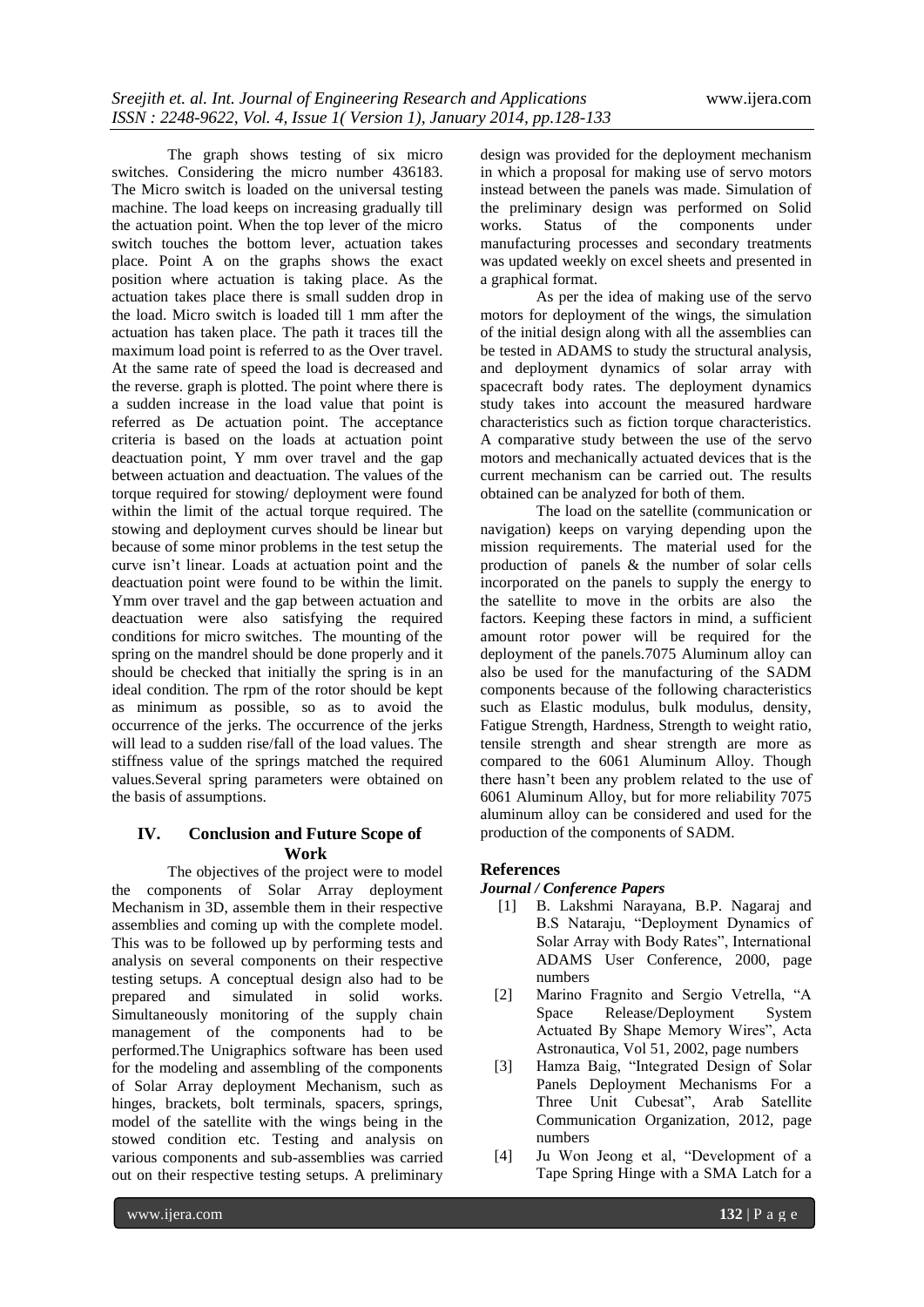The graph shows testing of six micro switches. Considering the micro number 436183. The Micro switch is loaded on the universal testing machine. The load keeps on increasing gradually till the actuation point. When the top lever of the micro switch touches the bottom lever, actuation takes place. Point A on the graphs shows the exact position where actuation is taking place. As the actuation takes place there is small sudden drop in the load. Micro switch is loaded till 1 mm after the actuation has taken place. The path it traces till the maximum load point is referred to as the Over travel. At the same rate of speed the load is decreased and the reverse. graph is plotted. The point where there is a sudden increase in the load value that point is referred as De actuation point. The acceptance criteria is based on the loads at actuation point deactuation point, Y mm over travel and the gap between actuation and deactuation. The values of the torque required for stowing/ deployment were found within the limit of the actual torque required. The stowing and deployment curves should be linear but because of some minor problems in the test setup the curve isn't linear. Loads at actuation point and the deactuation point were found to be within the limit. Ymm over travel and the gap between actuation and deactuation were also satisfying the required conditions for micro switches. The mounting of the spring on the mandrel should be done properly and it should be checked that initially the spring is in an ideal condition. The rpm of the rotor should be kept as minimum as possible, so as to avoid the occurrence of the jerks. The occurrence of the jerks will lead to a sudden rise/fall of the load values. The stiffness value of the springs matched the required values.Several spring parameters were obtained on the basis of assumptions.

## IV. Conclusion and Future Scope of Work

The objectives of the project were to model the components of Solar Array deployment Mechanism in 3D, assemble them in their respective assemblies and coming up with the complete model. This was to be followed up by performing tests and analysis on several components on their respective testing setups. A conceptual design also had to be prepared and simulated in solid works. Simultaneously monitoring of the supply chain management of the components had to be performed.The Unigraphics software has been used for the modeling and assembling of the components of Solar Array deployment Mechanism, such as hinges, brackets, bolt terminals, spacers, springs, model of the satellite with the wings being in the stowed condition etc. Testing and analysis on various components and sub-assemblies was carried out on their respective testing setups. A preliminary design was provided for the deployment mechanism in which a proposal for making use of servo motors instead between the panels was made. Simulation of the preliminary design was performed on Solid works. Status of the components under manufacturing processes and secondary treatments was updated weekly on excel sheets and presented in a graphical format.

As per the idea of making use of the servo motors for deployment of the wings, the simulation of the initial design along with all the assemblies can be tested in ADAMS to study the structural analysis, and deployment dynamics of solar array with spacecraft body rates. The deployment dynamics study takes into account the measured hardware characteristics such as fiction torque characteristics. A comparative study between the use of the servo motors and mechanically actuated devices that is the current mechanism can be carried out. The results obtained can be analyzed for both of them.

The load on the satellite (communication or navigation) keeps on varying depending upon the mission requirements. The material used for the production of panels & the number of solar cells incorporated on the panels to supply the energy to the satellite to move in the orbits are also the factors. Keeping these factors in mind, a sufficient amount rotor power will be required for the deployment of the panels.7075 Aluminum alloy can also be used for the manufacturing of the SADM components because of the following characteristics such as Elastic modulus, bulk modulus, density, Fatigue Strength, Hardness, Strength to weight ratio, tensile strength and shear strength are more as compared to the 6061 Aluminum Alloy. Though there hasn't been any problem related to the use of 6061 Aluminum Alloy, but for more reliability 7075 aluminum alloy can be considered and used for the production of the components of SADM.

## References

***Journal / Conference Papers***

[1] B. Lakshmi Narayana, B.P. Nagaraj and B.S Nataraju, "Deployment Dynamics of Solar Array with Body Rates", International ADAMS User Conference, 2000, page numbers

[2] Marino Fragnito and Sergio Vetrella, "A Space Release/Deployment System Actuated By Shape Memory Wires", Acta Astronautica, Vol 51, 2002, page numbers

[3] Hamza Baig, "Integrated Design of Solar Panels Deployment Mechanisms For a Three Unit Cubesat", Arab Satellite Communication Organization, 2012, page numbers

[4] Ju Won Jeong et al, "Development of a Tape Spring Hinge with a SMA Latch for a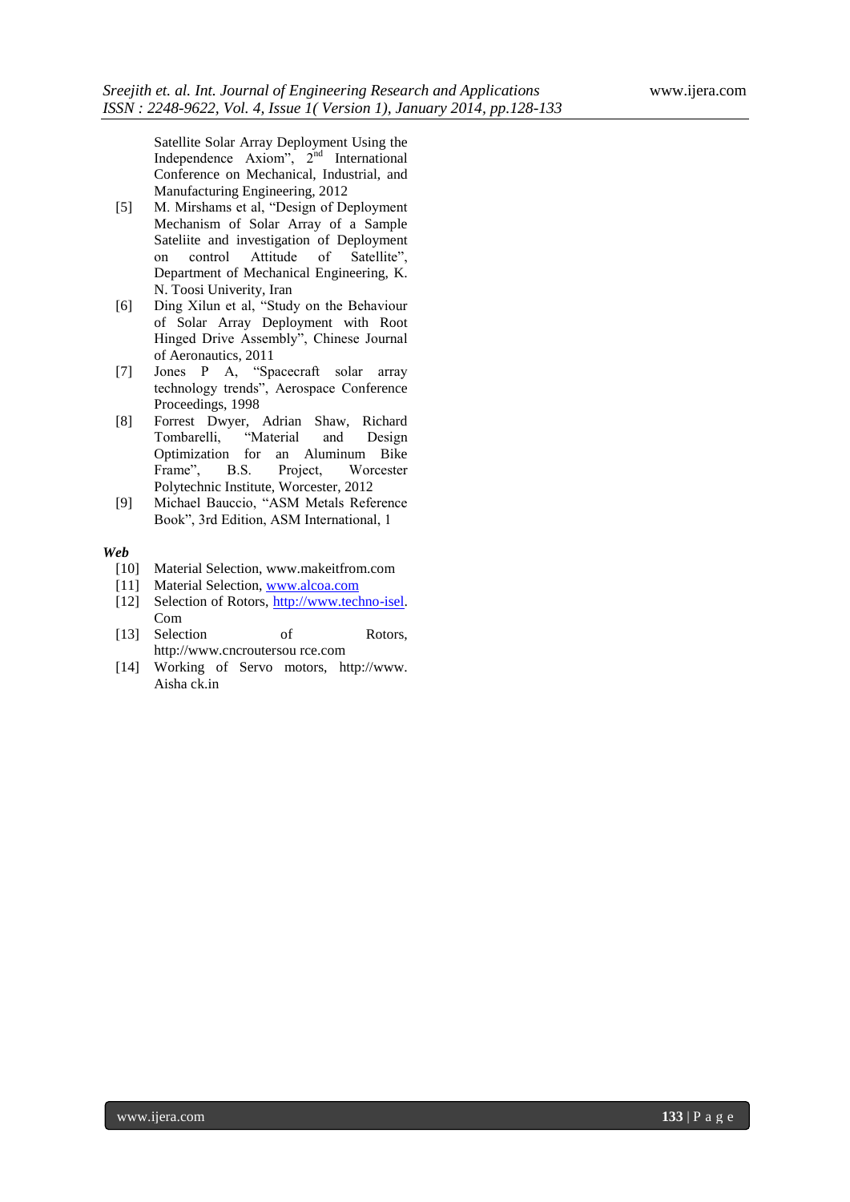Satellite Solar Array Deployment Using the Independence Axiom", 2nd International Conference on Mechanical, Industrial, and Manufacturing Engineering, 2012

[5] M. Mirshams et al, "Design of Deployment Mechanism of Solar Array of a Sample Sateliite and investigation of Deployment on control Attitude of Satellite", Department of Mechanical Engineering, K. N. Toosi Univerity, Iran

[6] Ding Xilun et al, "Study on the Behaviour of Solar Array Deployment with Root Hinged Drive Assembly", Chinese Journal of Aeronautics, 2011

[7] Jones P A, "Spacecraft solar array technology trends", Aerospace Conference Proceedings, 1998

[8] Forrest Dwyer, Adrian Shaw, Richard Tombarelli, "Material and Design Optimization for an Aluminum Bike Frame", B.S. Project, Worcester Polytechnic Institute, Worcester, 2012

[9] Michael Bauccio, "ASM Metals Reference Book", 3rd Edition, ASM International, 1

***Web***

[10] Material Selection, www.makeitfrom.com

[11] Material Selection, www.alcoa.com

[12] Selection of Rotors, http://www.techno-isel. Com

[13] Selection of Rotors, http://www.cncroutersou rce.com

[14] Working of Servo motors, http://www. Aisha ck.in